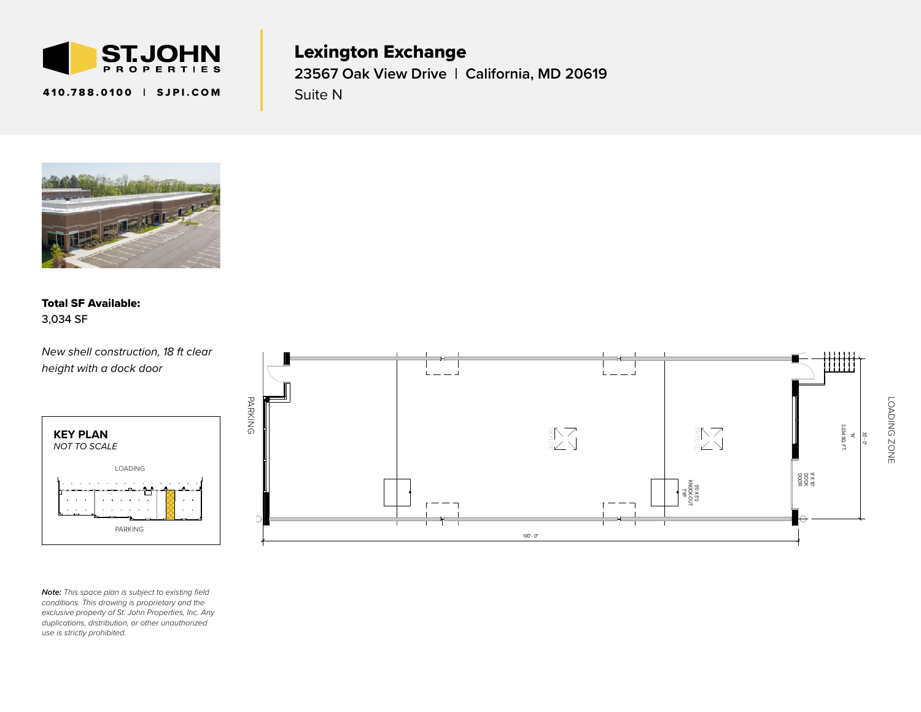ST. JOHN PROPERTIES

410.788.0100 | SJPI.COM

# Lexington Exchange

## 23567 Oak View Drive | California, MD 20619

Suite N

**Total SF Available:**
3,034 SF

*New shell construction, 18 ft clear height with a dock door*

**KEY PLAN**
*NOT TO SCALE*

LOADING

PARKING

PARKING

SKYLITE

SKYLITE

5'0 X 5'0 KNOCK-OUT TYP

9' X 10' DOCK DOOR

'N' 3,034 SQ. FT.

30' - 0"

100' - 0"

LOADING ZONE

***Note:*** *This space plan is subject to existing field conditions. This drawing is proprietary and the exclusive property of St. John Properties, Inc. Any duplications, distribution, or other unauthorized use is strictly prohibited.*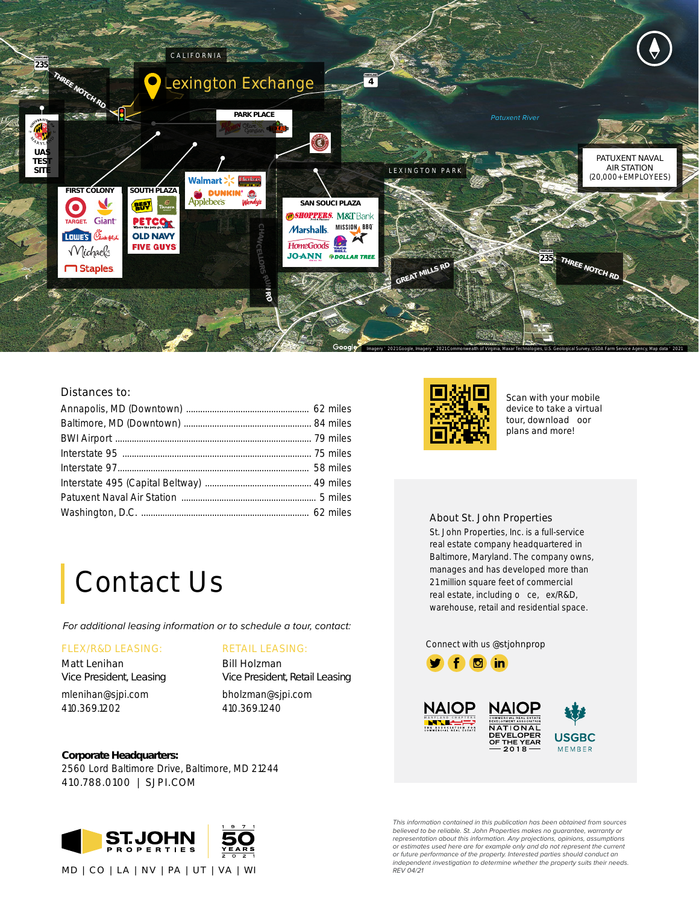CALIFORNIA

Lexington Exchange

PARK PLACE

FIRST COLONY

SOUTH PLAZA

SAN SOUCI PLAZA

LEXINGTON PARK

Patuxent River

PATUXENT NAVAL AIR STATION (20,000+EMPLOYEES)

UAS TEST SITE

THREE NOTCH RD

GREAT MILLS RD

CHANCELLORS RUN RD

Distances to:

| | |
|---|---|
| Annapolis, MD (Downtown) | 62 miles |
| Baltimore, MD (Downtown) | 84 miles |
| BWI Airport | 79 miles |
| Interstate 95 | 75 miles |
| Interstate 97 | 58 miles |
| Interstate 495 (Capital Beltway) | 49 miles |
| Patuxent Naval Air Station | 5 miles |
| Washington, D.C. | 62 miles |

Scan with your mobile device to take a virtual tour, download oor plans and more!

## About St. John Properties

St. John Properties, Inc. is a full-service real estate company headquartered in Baltimore, Maryland. The company owns, manages and has developed more than 21 million square feet of commercial real estate, including o ce, ex/R&D, warehouse, retail and residential space.

Connect with us @stjohnprop

# Contact Us

*For additional leasing information or to schedule a tour, contact:*

FLEX/R&D LEASING:
Matt Lenihan
Vice President, Leasing
mlenihan@sjpi.com
410.369.1202

RETAIL LEASING:
Bill Holzman
Vice President, Retail Leasing
bholzman@sjpi.com
410.369.1240

**Corporate Headquarters:**
2560 Lord Baltimore Drive, Baltimore, MD 21244
410.788.0100 | SJPI.COM

ST. JOHN PROPERTIES

1971 50 YEARS 2021

MD | CO | LA | NV | PA | UT | VA | WI

NAIOP MARYLAND CHAPTERS

NAIOP NATIONAL DEVELOPER OF THE YEAR 2018

USGBC MEMBER

*This information contained in this publication has been obtained from sources believed to be reliable. St. John Properties makes no guarantee, warranty or representation about this information. Any projections, opinions, assumptions or estimates used here are for example only and do not represent the current or future performance of the property. Interested parties should conduct an independent investigation to determine whether the property suits their needs. REV 04/21*